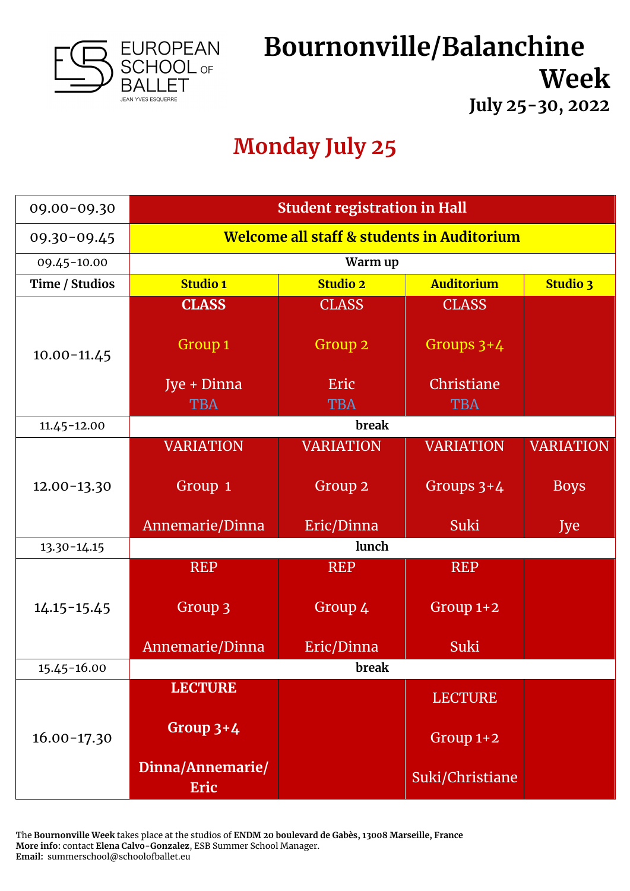EUROPEAN SCHOOL OF BALLET
JEAN YVES ESQUERRE

# Bournonville/Balanchine Week

### July 25-30, 2022

## Monday July 25

| | | | | |
|---|---|---|---|---|
| 09.00-09.30 | **Student registration in Hall** | | | |
| 09.30-09.45 | **Welcome all staff & students in Auditorium** | | | |
| 09.45-10.00 | **Warm up** | | | |
| **Time / Studios** | **Studio 1** | **Studio 2** | **Auditorium** | **Studio 3** |
| 10.00-11.45 | **CLASS** Group 1 Jye + Dinna TBA | CLASS Group 2 Eric TBA | CLASS Groups 3+4 Christiane TBA | |
| 11.45-12.00 | **break** | | | |
| 12.00-13.30 | VARIATION Group 1 Annemarie/Dinna | VARIATION Group 2 Eric/Dinna | VARIATION Groups 3+4 Suki | VARIATION Boys Jye |
| 13.30-14.15 | **lunch** | | | |
| 14.15-15.45 | REP Group 3 Annemarie/Dinna | REP Group 4 Eric/Dinna | REP Group 1+2 Suki | |
| 15.45-16.00 | **break** | | | |
| 16.00-17.30 | **LECTURE Group 3+4 Dinna/Annemarie/ Eric** | | LECTURE Group 1+2 Suki/Christiane | |

The **Bournonville Week** takes place at the studios of **ENDM 20 boulevard de Gabès, 13008 Marseille, France**
**More info:** contact **Elena Calvo-Gonzalez**, ESB Summer School Manager.
**Email:** summerschool@schoolofballet.eu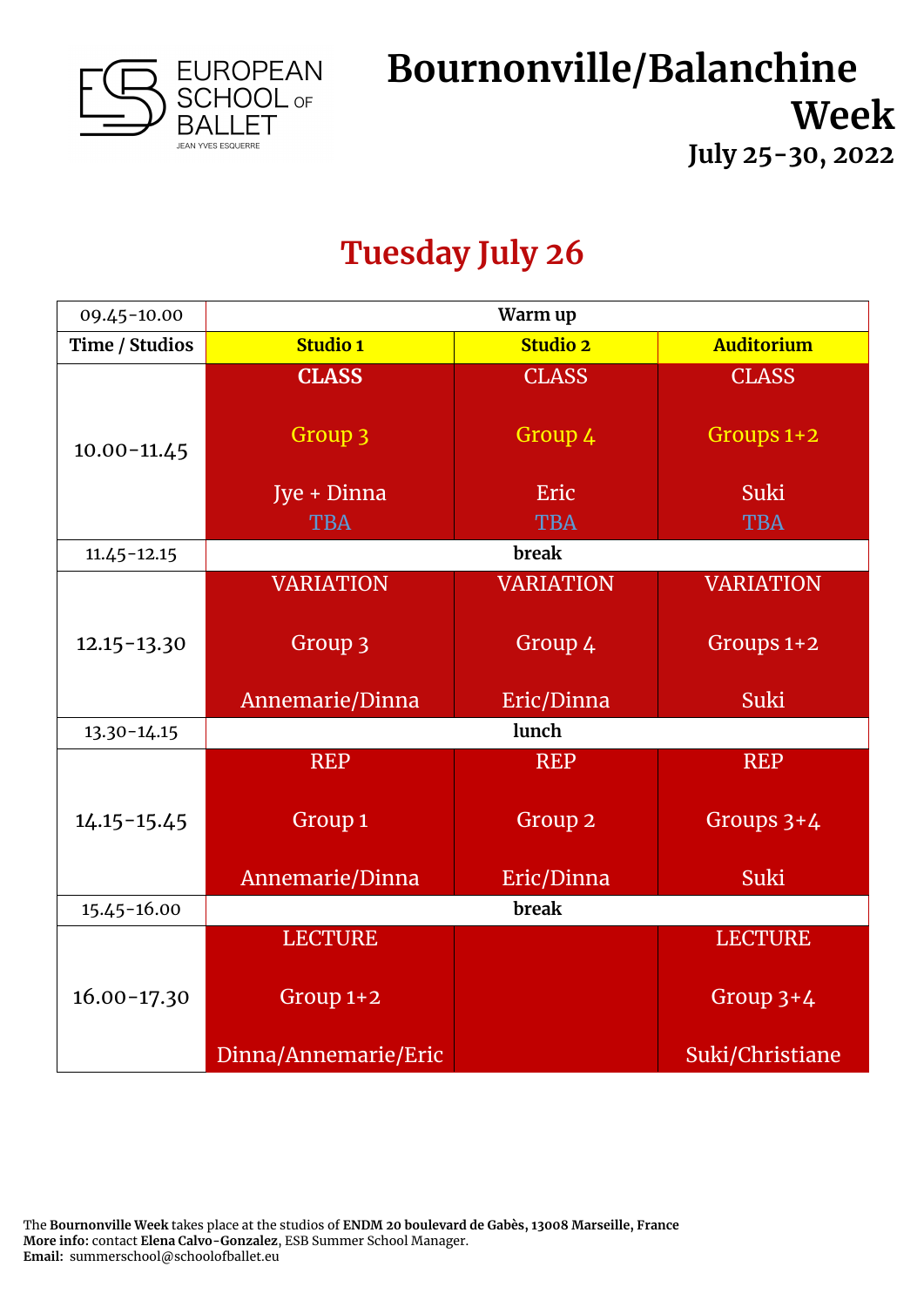EUROPEAN SCHOOL OF BALLET
JEAN YVES ESQUERRE

# Bournonville/Balanchine Week

### July 25-30, 2022

## Tuesday July 26

| 09.45-10.00 | Warm up | | |
|---|---|---|---|
| **Time / Studios** | **Studio 1** | **Studio 2** | **Auditorium** |
| 10.00-11.45 | **CLASS** Group 3 Jye + Dinna TBA | CLASS Group 4 Eric TBA | CLASS Groups 1+2 Suki TBA |
| 11.45-12.15 | **break** | | |
| 12.15-13.30 | VARIATION Group 3 Annemarie/Dinna | VARIATION Group 4 Eric/Dinna | VARIATION Groups 1+2 Suki |
| 13.30-14.15 | **lunch** | | |
| 14.15-15.45 | REP Group 1 Annemarie/Dinna | REP Group 2 Eric/Dinna | REP Groups 3+4 Suki |
| 15.45-16.00 | **break** | | |
| 16.00-17.30 | LECTURE Group 1+2 Dinna/Annemarie/Eric | | LECTURE Group 3+4 Suki/Christiane |

The **Bournonville Week** takes place at the studios of **ENDM 20 boulevard de Gabès, 13008 Marseille, France**
**More info:** contact **Elena Calvo-Gonzalez**, ESB Summer School Manager.
**Email:** summerschool@schoolofballet.eu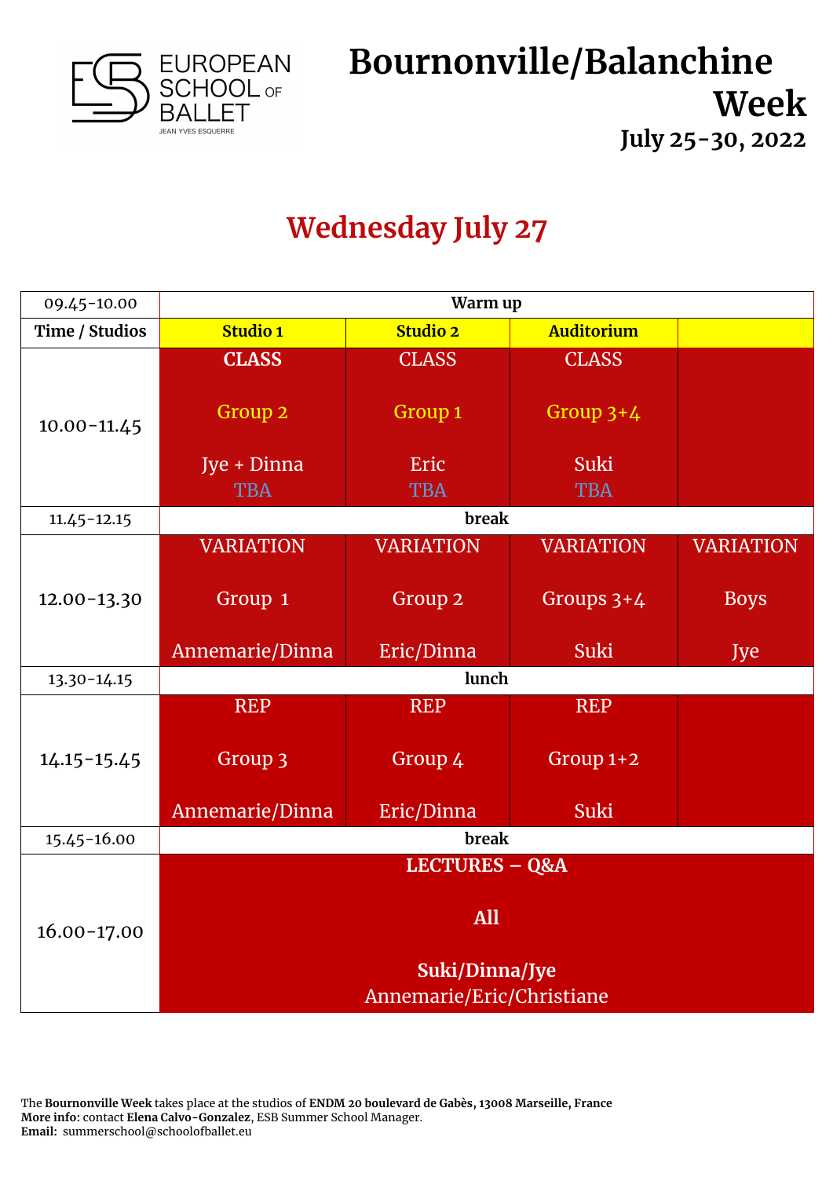EUROPEAN SCHOOL OF BALLET
JEAN YVES ESQUERRE

# Bournonville/Balanchine Week

**July 25-30, 2022**

## Wednesday July 27

| 09.45-10.00 | Warm up | | | |
|---|---|---|---|---|
| **Time / Studios** | **Studio 1** | **Studio 2** | **Auditorium** | |
| 10.00-11.45 | **CLASS**<br><br>Group 2<br><br>Jye + Dinna<br>TBA | CLASS<br><br>Group 1<br><br>Eric<br>TBA | CLASS<br><br>Group 3+4<br><br>Suki<br>TBA | |
| 11.45-12.15 | **break** | | | |
| 12.00-13.30 | VARIATION<br><br>Group 1<br><br>Annemarie/Dinna | VARIATION<br><br>Group 2<br><br>Eric/Dinna | VARIATION<br><br>Groups 3+4<br><br>Suki | VARIATION<br><br>Boys<br><br>Jye |
| 13.30-14.15 | **lunch** | | | |
| 14.15-15.45 | REP<br><br>Group 3<br><br>Annemarie/Dinna | REP<br><br>Group 4<br><br>Eric/Dinna | REP<br><br>Group 1+2<br><br>Suki | |
| 15.45-16.00 | **break** | | | |
| 16.00-17.00 | **LECTURES – Q&A**<br><br>**All**<br><br>**Suki/Dinna/Jye**<br>Annemarie/Eric/Christiane | | | |

The **Bournonville Week** takes place at the studios of **ENDM 20 boulevard de Gabès, 13008 Marseille, France**
**More info:** contact **Elena Calvo-Gonzalez**, ESB Summer School Manager.
**Email:** summerschool@schoolofballet.eu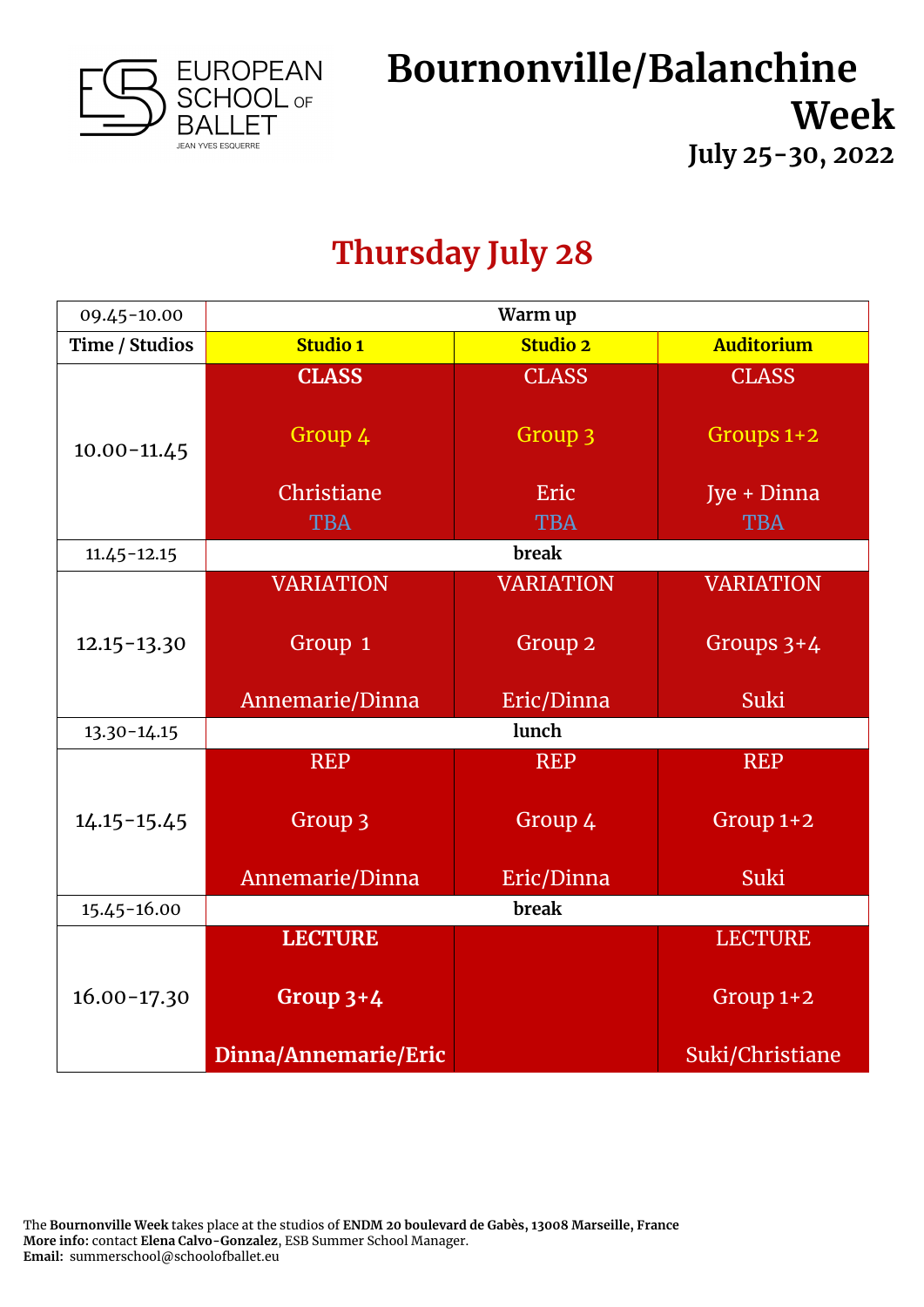EUROPEAN SCHOOL OF BALLET
JEAN YVES ESQUERRE

# Bournonville/Balanchine Week

### July 25-30, 2022

## Thursday July 28

| 09.45-10.00 | Warm up | | |
|---|---|---|---|
| **Time / Studios** | **Studio 1** | **Studio 2** | **Auditorium** |
| 10.00-11.45 | **CLASS**<br><br>Group 4<br><br>Christiane<br>TBA | CLASS<br><br>Group 3<br><br>Eric<br>TBA | CLASS<br><br>Groups 1+2<br><br>Jye + Dinna<br>TBA |
| 11.45-12.15 | **break** | | |
| 12.15-13.30 | VARIATION<br><br>Group 1<br><br>Annemarie/Dinna | VARIATION<br><br>Group 2<br><br>Eric/Dinna | VARIATION<br><br>Groups 3+4<br><br>Suki |
| 13.30-14.15 | **lunch** | | |
| 14.15-15.45 | REP<br><br>Group 3<br><br>Annemarie/Dinna | REP<br><br>Group 4<br><br>Eric/Dinna | REP<br><br>Group 1+2<br><br>Suki |
| 15.45-16.00 | **break** | | |
| 16.00-17.30 | **LECTURE**<br><br>**Group 3+4**<br><br>**Dinna/Annemarie/Eric** | | LECTURE<br><br>Group 1+2<br><br>Suki/Christiane |

The **Bournonville Week** takes place at the studios of **ENDM 20 boulevard de Gabès, 13008 Marseille, France**
**More info:** contact **Elena Calvo-Gonzalez**, ESB Summer School Manager.
**Email:** summerschool@schoolofballet.eu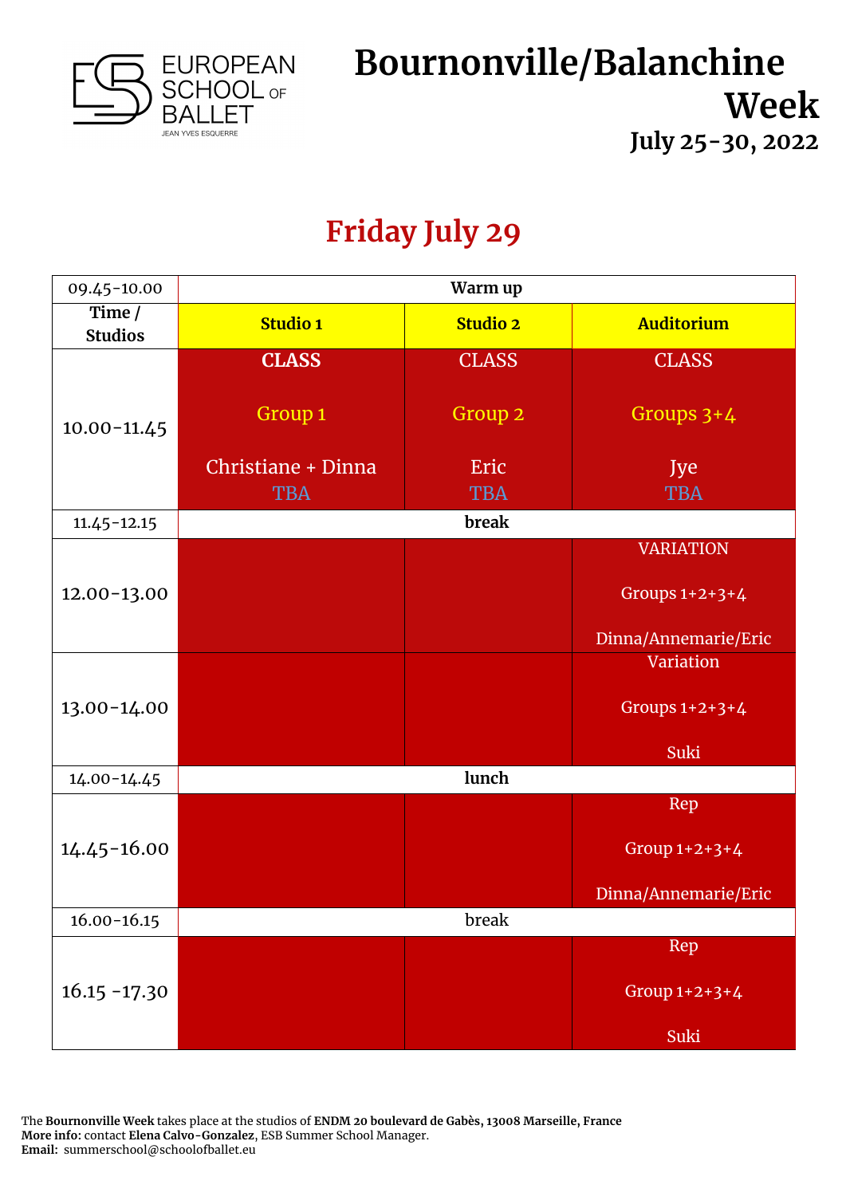EUROPEAN SCHOOL OF BALLET
JEAN YVES ESQUERRE

# Bournonville/Balanchine Week

**July 25-30, 2022**

## Friday July 29

| 09.45-10.00 | Warm up | | |
|---|---|---|---|
| **Time / Studios** | **Studio 1** | **Studio 2** | **Auditorium** |
| 10.00-11.45 | **CLASS** Group 1 Christiane + Dinna TBA | CLASS Group 2 Eric TBA | CLASS Groups 3+4 Jye TBA |
| 11.45-12.15 | **break** | | |
| 12.00-13.00 | | | VARIATION Groups 1+2+3+4 Dinna/Annemarie/Eric |
| 13.00-14.00 | | | Variation Groups 1+2+3+4 Suki |
| 14.00-14.45 | **lunch** | | |
| 14.45-16.00 | | | Rep Group 1+2+3+4 Dinna/Annemarie/Eric |
| 16.00-16.15 | break | | |
| 16.15 -17.30 | | | Rep Group 1+2+3+4 Suki |

The **Bournonville Week** takes place at the studios of **ENDM 20 boulevard de Gabès, 13008 Marseille, France**
**More info:** contact **Elena Calvo-Gonzalez**, ESB Summer School Manager.
**Email:** summerschool@schoolofballet.eu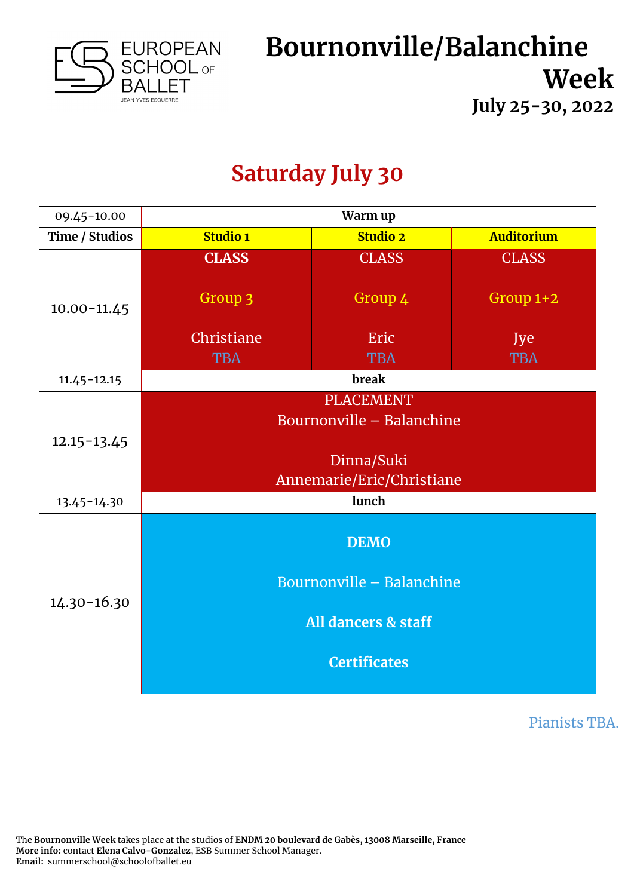EUROPEAN SCHOOL OF BALLET
JEAN YVES ESQUERRE

# Bournonville/Balanchine Week

**July 25-30, 2022**

## Saturday July 30

| 09.45-10.00 | Warm up | | |
|---|---|---|---|
| **Time / Studios** | **Studio 1** | **Studio 2** | **Auditorium** |
| 10.00-11.45 | **CLASS**<br><br>Group 3<br><br>Christiane<br>TBA | CLASS<br><br>Group 4<br><br>Eric<br>TBA | CLASS<br><br>Group 1+2<br><br>Jye<br>TBA |
| 11.45-12.15 | **break** | | |
| 12.15-13.45 | PLACEMENT<br>Bournonville – Balanchine<br><br>Dinna/Suki<br>Annemarie/Eric/Christiane | | |
| 13.45-14.30 | **lunch** | | |
| 14.30-16.30 | **DEMO**<br><br>Bournonville – Balanchine<br><br>**All dancers & staff**<br><br>**Certificates** | | |

Pianists TBA.

The **Bournonville Week** takes place at the studios of **ENDM 20 boulevard de Gabès, 13008 Marseille, France**
**More info:** contact **Elena Calvo-Gonzalez**, ESB Summer School Manager.
**Email:** summerschool@schoolofballet.eu